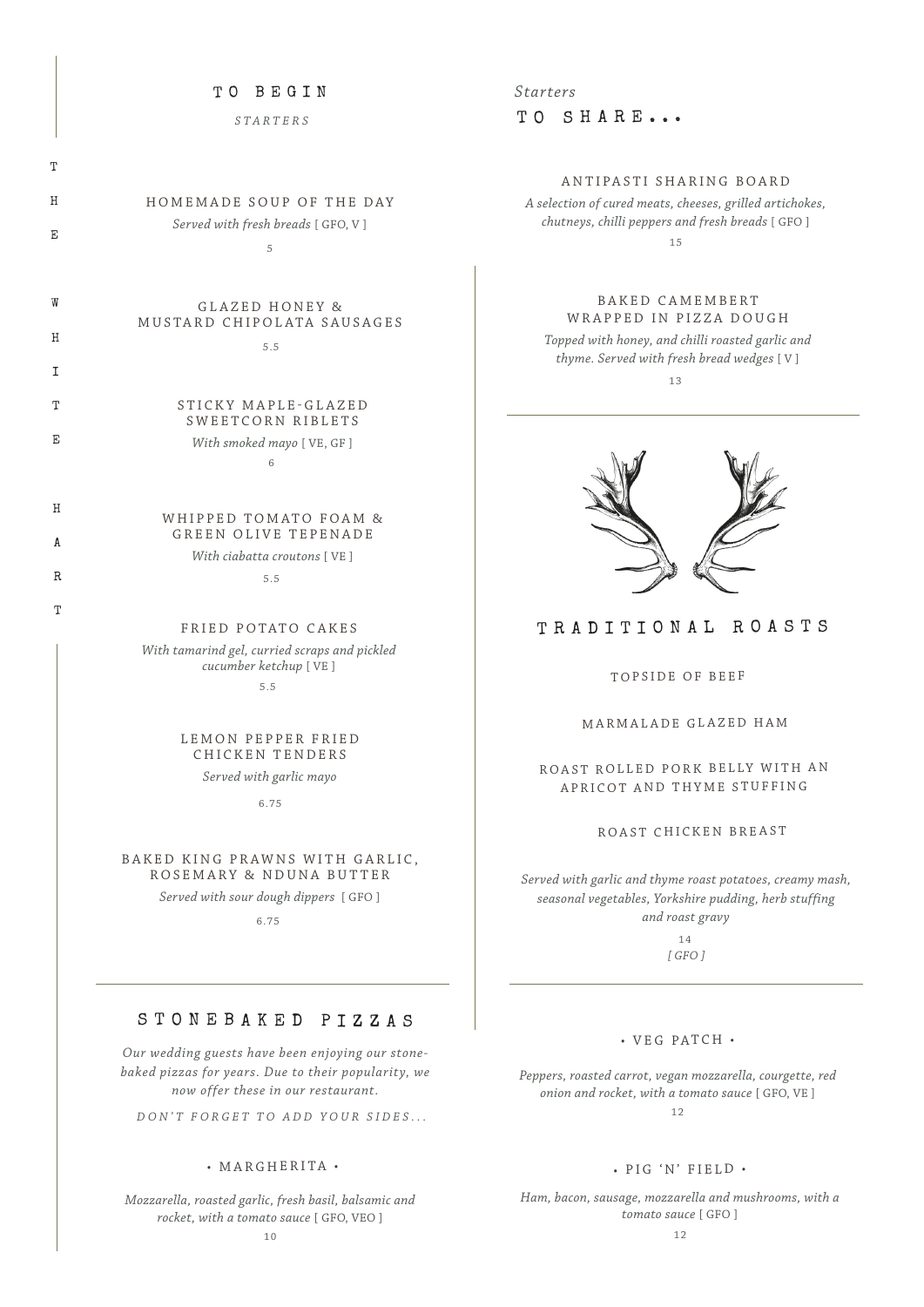THE WHITE HART

## TO BEGIN

*STARTERS*

### HOMEMADE SOUP OF THE DAY

*Served with fresh breads* [ GFO, V ]

5

### GLAZED HONEY & MUSTARD CHIPOLATA SAUSAGES

5.5

### STICKY MAPLE-GLAZED SWEETCORN RIBLETS

*With smoked mayo* [ VE, GF ]

6

### WHIPPED TOMATO FOAM & GREEN OLIVE TEPENADE

*With ciabatta croutons* [ VE ]

5.5

### FRIED POTATO CAKES

*With tamarind gel, curried scraps and pickled cucumber ketchup* [ VE ]

5.5

### LEMON PEPPER FRIED CHICKEN TENDERS

*Served with garlic mayo*

6.75

### BAKED KING PRAWNS WITH GARLIC, ROSEMARY & NDUNA BUTTER

*Served with sour dough dippers* [ GFO ]

6.75

## *Starters* TO SHARE...

### ANTIPASTI SHARING BOARD

*A selection of cured meats, cheeses, grilled artichokes, chutneys, chilli peppers and fresh breads* [ GFO ]

15

### BAKED CAMEMBERT WRAPPED IN PIZZA DOUGH

*Topped with honey, and chilli roasted garlic and thyme. Served with fresh bread wedges* [ V ]

13

## TRADITIONAL ROASTS

TOPSIDE OF BEEF

MARMALADE GLAZED HAM

ROAST ROLLED PORK BELLY WITH AN APRICOT AND THYME STUFFING

ROAST CHICKEN BREAST

*Served with garlic and thyme roast potatoes, creamy mash, seasonal vegetables, Yorkshire pudding, herb stuffing and roast gravy*

14

*[ GFO ]*

## STONEBAKED PIZZAS

*Our wedding guests have been enjoying our stone-baked pizzas for years. Due to their popularity, we now offer these in our restaurant.*

*DON'T FORGET TO ADD YOUR SIDES...*

### • MARGHERITA •

*Mozzarella, roasted garlic, fresh basil, balsamic and rocket, with a tomato sauce* [ GFO, VEO ]

10

### • VEG PATCH •

*Peppers, roasted carrot, vegan mozzarella, courgette, red onion and rocket, with a tomato sauce* [ GFO, VE ]

12

### • PIG 'N' FIELD •

*Ham, bacon, sausage, mozzarella and mushrooms, with a tomato sauce* [ GFO ]

12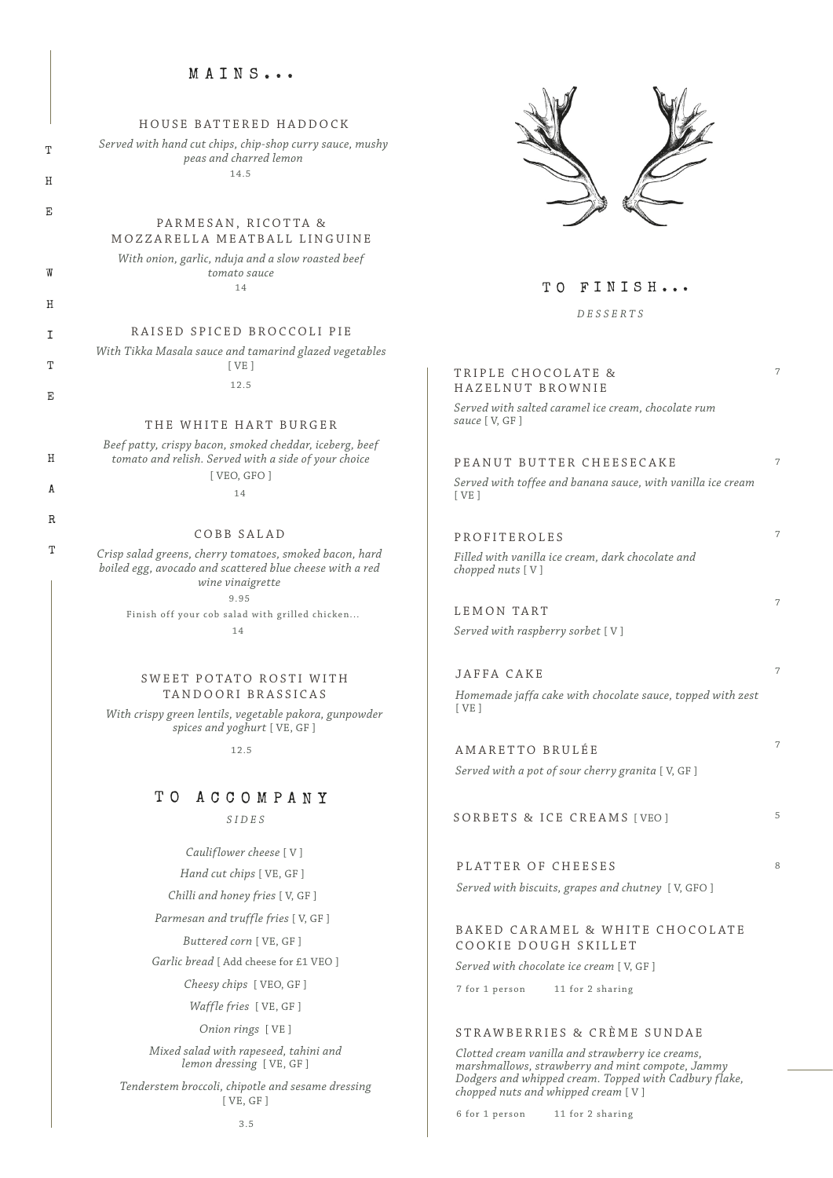# MAINS...

### HOUSE BATTERED HADDOCK

*Served with hand cut chips, chip-shop curry sauce, mushy peas and charred lemon*

14.5

### PARMESAN, RICOTTA & MOZZARELLA MEATBALL LINGUINE

*With onion, garlic, nduja and a slow roasted beef tomato sauce*

14

### RAISED SPICED BROCCOLI PIE

*With Tikka Masala sauce and tamarind glazed vegetables*

[ VE ]

12.5

### THE WHITE HART BURGER

*Beef patty, crispy bacon, smoked cheddar, iceberg, beef tomato and relish. Served with a side of your choice*

[ VEO, GFO ]

14

### COBB SALAD

*Crisp salad greens, cherry tomatoes, smoked bacon, hard boiled egg, avocado and scattered blue cheese with a red wine vinaigrette*

9.95

Finish off your cob salad with grilled chicken...

14

### SWEET POTATO ROSTI WITH TANDOORI BRASSICAS

*With crispy green lentils, vegetable pakora, gunpowder spices and yoghurt* [ VE, GF ]

12.5

# TO ACCOMPANY

*SIDES*

*Cauliflower cheese* [ V ]

*Hand cut chips* [ VE, GF ]

*Chilli and honey fries* [ V, GF ]

*Parmesan and truffle fries* [ V, GF ]

*Buttered corn* [ VE, GF ]

*Garlic bread* [ Add cheese for £1 VEO ]

*Cheesy chips* [ VEO, GF ]

*Waffle fries* [ VE, GF ]

*Onion rings* [ VE ]

*Mixed salad with rapeseed, tahini and lemon dressing* [ VE, GF ]

*Tenderstem broccoli, chipotle and sesame dressing* [ VE, GF ]

3.5

# TO FINISH...

*DESSERTS*

### TRIPLE CHOCOLATE & HAZELNUT BROWNIE — 7

*Served with salted caramel ice cream, chocolate rum sauce* [ V, GF ]

### PEANUT BUTTER CHEESECAKE — 7

*Served with toffee and banana sauce, with vanilla ice cream* [ VE ]

### PROFITEROLES — 7

*Filled with vanilla ice cream, dark chocolate and chopped nuts* [ V ]

### LEMON TART — 7

*Served with raspberry sorbet* [ V ]

### JAFFA CAKE — 7

*Homemade jaffa cake with chocolate sauce, topped with zest* [ VE ]

### AMARETTO BRULÉE — 7

*Served with a pot of sour cherry granita* [ V, GF ]

### SORBETS & ICE CREAMS [ VEO ] — 5

### PLATTER OF CHEESES — 8

*Served with biscuits, grapes and chutney* [ V, GFO ]

### BAKED CARAMEL & WHITE CHOCOLATE COOKIE DOUGH SKILLET

*Served with chocolate ice cream* [ V, GF ]

7 for 1 person    11 for 2 sharing

### STRAWBERRIES & CRÈME SUNDAE

*Clotted cream vanilla and strawberry ice creams, marshmallows, strawberry and mint compote, Jammy Dodgers and whipped cream. Topped with Cadbury flake, chopped nuts and whipped cream* [ V ]

6 for 1 person    11 for 2 sharing